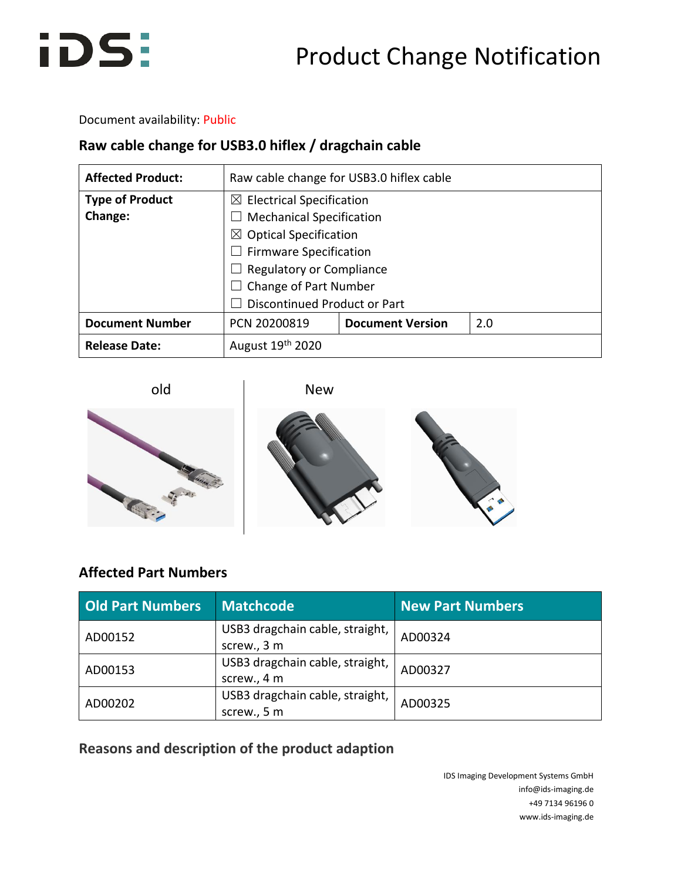# Product Change Notification

Document availability: Public

## Raw cable change for USB3.0 hiflex / dragchain cable

| Affected Product: | Raw cable change for USB3.0 hiflex cable | | |
|---|---|---|---|
| Type of Product Change: | ☒ Electrical Specification<br>☐ Mechanical Specification<br>☒ Optical Specification<br>☐ Firmware Specification<br>☐ Regulatory or Compliance<br>☐ Change of Part Number<br>☐ Discontinued Product or Part | | |
| Document Number | PCN 20200819 | Document Version | 2.0 |
| Release Date: | August 19th 2020 | | |

old

New

## Affected Part Numbers

| Old Part Numbers | Matchcode | New Part Numbers |
|---|---|---|
| AD00152 | USB3 dragchain cable, straight, screw., 3 m | AD00324 |
| AD00153 | USB3 dragchain cable, straight, screw., 4 m | AD00327 |
| AD00202 | USB3 dragchain cable, straight, screw., 5 m | AD00325 |

## Reasons and description of the product adaption

IDS Imaging Development Systems GmbH
info@ids-imaging.de
+49 7134 96196 0
www.ids-imaging.de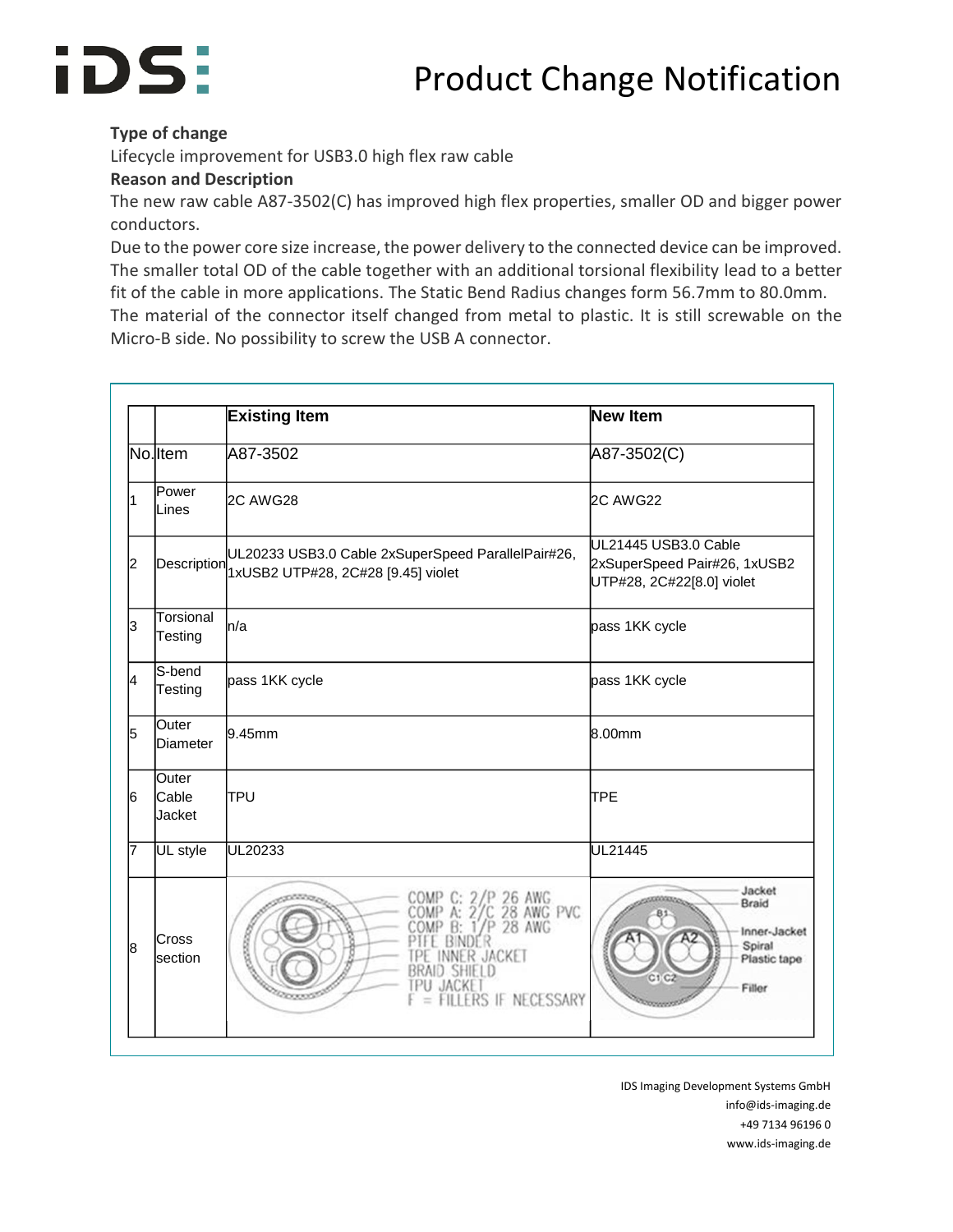# Product Change Notification

**Type of change**

Lifecycle improvement for USB3.0 high flex raw cable

**Reason and Description**

The new raw cable A87-3502(C) has improved high flex properties, smaller OD and bigger power conductors.

Due to the power core size increase, the power delivery to the connected device can be improved. The smaller total OD of the cable together with an additional torsional flexibility lead to a better fit of the cable in more applications. The Static Bend Radius changes form 56.7mm to 80.0mm. The material of the connector itself changed from metal to plastic. It is still screwable on the Micro-B side. No possibility to screw the USB A connector.

| | | **Existing Item** | **New Item** |
|---|---|---|---|
| No. | Item | A87-3502 | A87-3502(C) |
| 1 | Power Lines | 2C AWG28 | 2C AWG22 |
| 2 | Description | UL20233 USB3.0 Cable 2xSuperSpeed ParallelPair#26, 1xUSB2 UTP#28, 2C#28 [9.45] violet | UL21445 USB3.0 Cable 2xSuperSpeed Pair#26, 1xUSB2 UTP#28, 2C#22[8.0] violet |
| 3 | Torsional Testing | n/a | pass 1KK cycle |
| 4 | S-bend Testing | pass 1KK cycle | pass 1KK cycle |
| 5 | Outer Diameter | 9.45mm | 8.00mm |
| 6 | Outer Cable Jacket | TPU | TPE |
| 7 | UL style | UL20233 | UL21445 |
| 8 | Cross section | COMP C: 2/P 26 AWG<br>COMP A: 2/C 28 AWG PVC<br>COMP B: 1/P 28 AWG<br>PTFE BINDER<br>TPE INNER JACKET<br>BRAID SHIELD<br>TPU JACKET<br>F = FILLERS IF NECESSARY | Jacket<br>Braid<br>Inner-Jacket<br>Spiral<br>Plastic tape<br>Filler |

IDS Imaging Development Systems GmbH
info@ids-imaging.de
+49 7134 96196 0
www.ids-imaging.de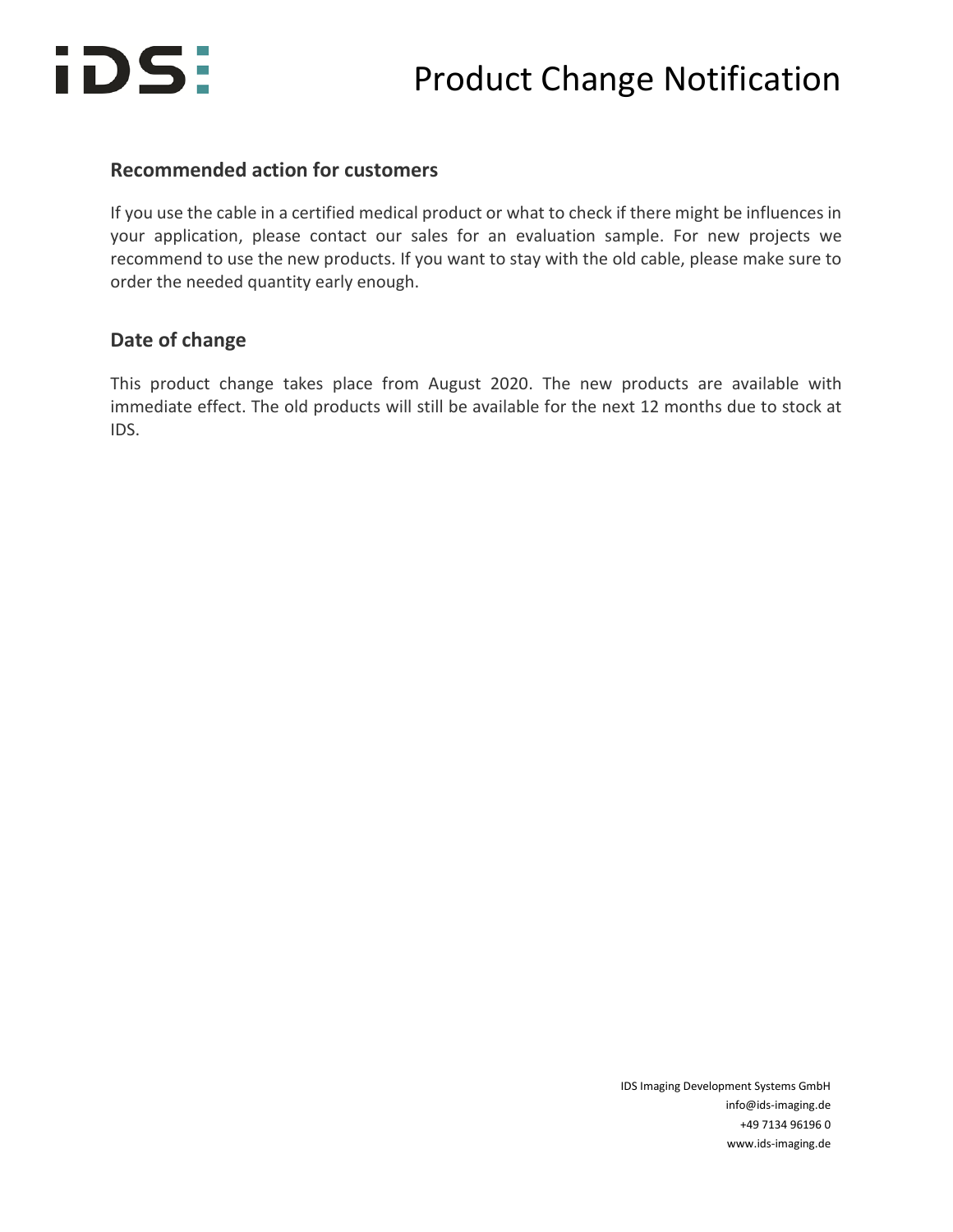## Recommended action for customers

If you use the cable in a certified medical product or what to check if there might be influences in your application, please contact our sales for an evaluation sample. For new projects we recommend to use the new products. If you want to stay with the old cable, please make sure to order the needed quantity early enough.

## Date of change

This product change takes place from August 2020. The new products are available with immediate effect. The old products will still be available for the next 12 months due to stock at IDS.

IDS Imaging Development Systems GmbH
info@ids-imaging.de
+49 7134 96196 0
www.ids-imaging.de